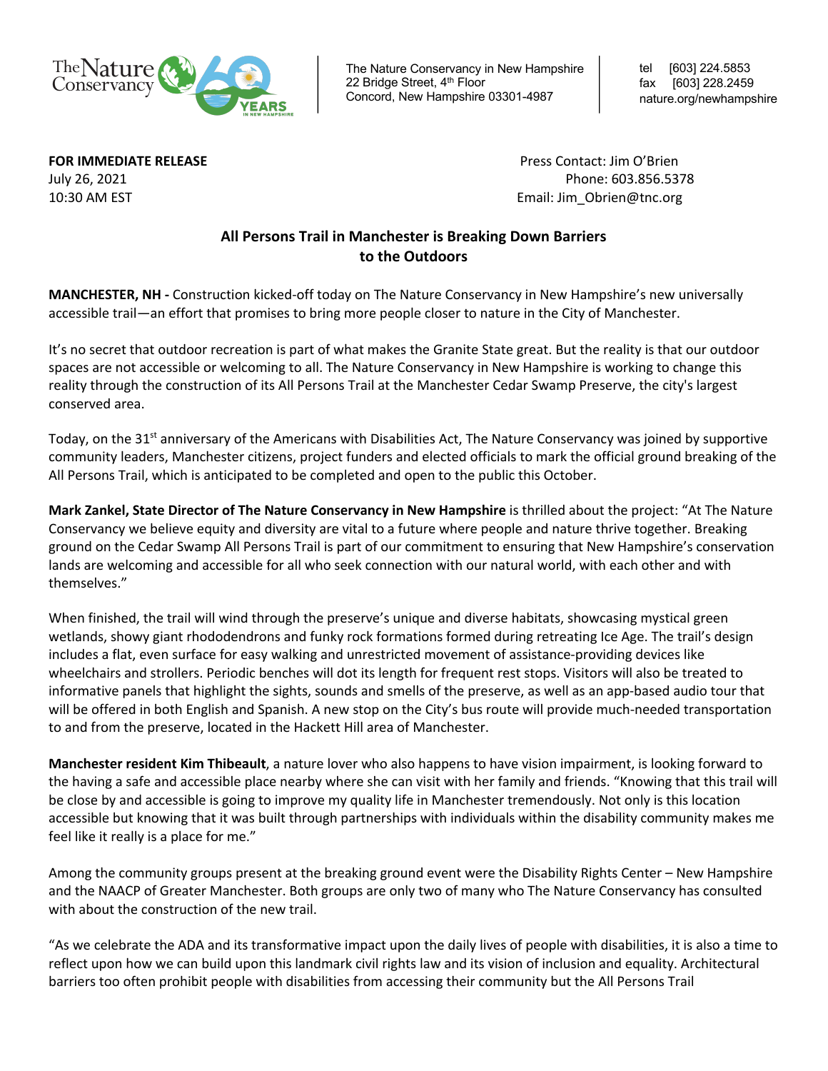The Nature Conservancy in New Hampshire
22 Bridge Street, 4th Floor
Concord, New Hampshire 03301-4987

tel [603] 224.5853
fax [603] 228.2459
nature.org/newhampshire

**FOR IMMEDIATE RELEASE**
July 26, 2021
10:30 AM EST

Press Contact: Jim O'Brien
Phone: 603.856.5378
Email: Jim_Obrien@tnc.org

## All Persons Trail in Manchester is Breaking Down Barriers to the Outdoors

**MANCHESTER, NH -** Construction kicked-off today on The Nature Conservancy in New Hampshire's new universally accessible trail—an effort that promises to bring more people closer to nature in the City of Manchester.

It's no secret that outdoor recreation is part of what makes the Granite State great. But the reality is that our outdoor spaces are not accessible or welcoming to all. The Nature Conservancy in New Hampshire is working to change this reality through the construction of its All Persons Trail at the Manchester Cedar Swamp Preserve, the city's largest conserved area.

Today, on the 31st anniversary of the Americans with Disabilities Act, The Nature Conservancy was joined by supportive community leaders, Manchester citizens, project funders and elected officials to mark the official ground breaking of the All Persons Trail, which is anticipated to be completed and open to the public this October.

**Mark Zankel, State Director of The Nature Conservancy in New Hampshire** is thrilled about the project: "At The Nature Conservancy we believe equity and diversity are vital to a future where people and nature thrive together. Breaking ground on the Cedar Swamp All Persons Trail is part of our commitment to ensuring that New Hampshire's conservation lands are welcoming and accessible for all who seek connection with our natural world, with each other and with themselves."

When finished, the trail will wind through the preserve's unique and diverse habitats, showcasing mystical green wetlands, showy giant rhododendrons and funky rock formations formed during retreating Ice Age. The trail's design includes a flat, even surface for easy walking and unrestricted movement of assistance-providing devices like wheelchairs and strollers. Periodic benches will dot its length for frequent rest stops. Visitors will also be treated to informative panels that highlight the sights, sounds and smells of the preserve, as well as an app-based audio tour that will be offered in both English and Spanish. A new stop on the City's bus route will provide much-needed transportation to and from the preserve, located in the Hackett Hill area of Manchester.

**Manchester resident Kim Thibeault**, a nature lover who also happens to have vision impairment, is looking forward to the having a safe and accessible place nearby where she can visit with her family and friends. "Knowing that this trail will be close by and accessible is going to improve my quality life in Manchester tremendously. Not only is this location accessible but knowing that it was built through partnerships with individuals within the disability community makes me feel like it really is a place for me."

Among the community groups present at the breaking ground event were the Disability Rights Center – New Hampshire and the NAACP of Greater Manchester. Both groups are only two of many who The Nature Conservancy has consulted with about the construction of the new trail.

"As we celebrate the ADA and its transformative impact upon the daily lives of people with disabilities, it is also a time to reflect upon how we can build upon this landmark civil rights law and its vision of inclusion and equality. Architectural barriers too often prohibit people with disabilities from accessing their community but the All Persons Trail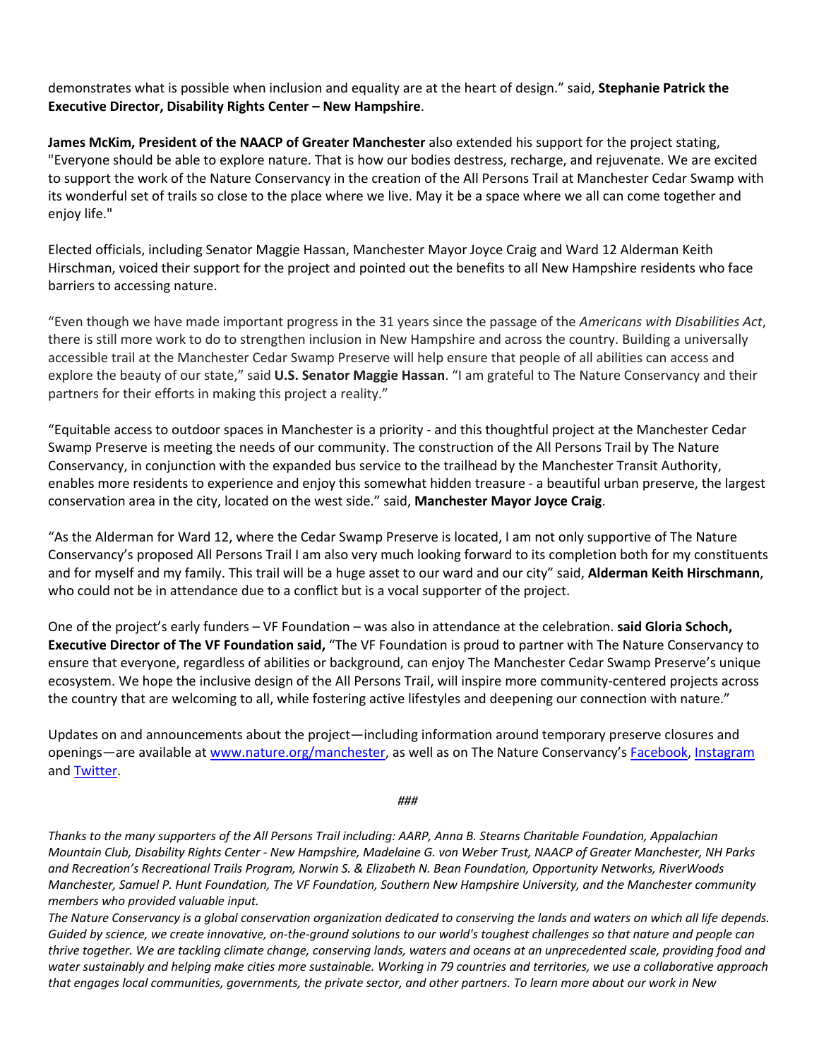demonstrates what is possible when inclusion and equality are at the heart of design." said, **Stephanie Patrick the Executive Director, Disability Rights Center – New Hampshire**.

**James McKim, President of the NAACP of Greater Manchester** also extended his support for the project stating, "Everyone should be able to explore nature. That is how our bodies destress, recharge, and rejuvenate. We are excited to support the work of the Nature Conservancy in the creation of the All Persons Trail at Manchester Cedar Swamp with its wonderful set of trails so close to the place where we live. May it be a space where we all can come together and enjoy life."

Elected officials, including Senator Maggie Hassan, Manchester Mayor Joyce Craig and Ward 12 Alderman Keith Hirschman, voiced their support for the project and pointed out the benefits to all New Hampshire residents who face barriers to accessing nature.

"Even though we have made important progress in the 31 years since the passage of the *Americans with Disabilities Act*, there is still more work to do to strengthen inclusion in New Hampshire and across the country. Building a universally accessible trail at the Manchester Cedar Swamp Preserve will help ensure that people of all abilities can access and explore the beauty of our state," said **U.S. Senator Maggie Hassan**. "I am grateful to The Nature Conservancy and their partners for their efforts in making this project a reality."

"Equitable access to outdoor spaces in Manchester is a priority - and this thoughtful project at the Manchester Cedar Swamp Preserve is meeting the needs of our community. The construction of the All Persons Trail by The Nature Conservancy, in conjunction with the expanded bus service to the trailhead by the Manchester Transit Authority, enables more residents to experience and enjoy this somewhat hidden treasure - a beautiful urban preserve, the largest conservation area in the city, located on the west side." said, **Manchester Mayor Joyce Craig**.

"As the Alderman for Ward 12, where the Cedar Swamp Preserve is located, I am not only supportive of The Nature Conservancy's proposed All Persons Trail I am also very much looking forward to its completion both for my constituents and for myself and my family. This trail will be a huge asset to our ward and our city" said, **Alderman Keith Hirschmann**, who could not be in attendance due to a conflict but is a vocal supporter of the project.

One of the project's early funders – VF Foundation – was also in attendance at the celebration. **said Gloria Schoch, Executive Director of The VF Foundation said,** "The VF Foundation is proud to partner with The Nature Conservancy to ensure that everyone, regardless of abilities or background, can enjoy The Manchester Cedar Swamp Preserve's unique ecosystem. We hope the inclusive design of the All Persons Trail, will inspire more community-centered projects across the country that are welcoming to all, while fostering active lifestyles and deepening our connection with nature."

Updates on and announcements about the project—including information around temporary preserve closures and openings—are available at [www.nature.org/manchester](www.nature.org/manchester), as well as on The Nature Conservancy's [Facebook](), [Instagram]() and [Twitter]().

*###*

*Thanks to the many supporters of the All Persons Trail including: AARP, Anna B. Stearns Charitable Foundation, Appalachian Mountain Club, Disability Rights Center - New Hampshire, Madelaine G. von Weber Trust, NAACP of Greater Manchester, NH Parks and Recreation's Recreational Trails Program, Norwin S. & Elizabeth N. Bean Foundation, Opportunity Networks, RiverWoods Manchester, Samuel P. Hunt Foundation, The VF Foundation, Southern New Hampshire University, and the Manchester community members who provided valuable input.*

*The Nature Conservancy is a global conservation organization dedicated to conserving the lands and waters on which all life depends. Guided by science, we create innovative, on-the-ground solutions to our world's toughest challenges so that nature and people can thrive together. We are tackling climate change, conserving lands, waters and oceans at an unprecedented scale, providing food and water sustainably and helping make cities more sustainable. Working in 79 countries and territories, we use a collaborative approach that engages local communities, governments, the private sector, and other partners. To learn more about our work in New*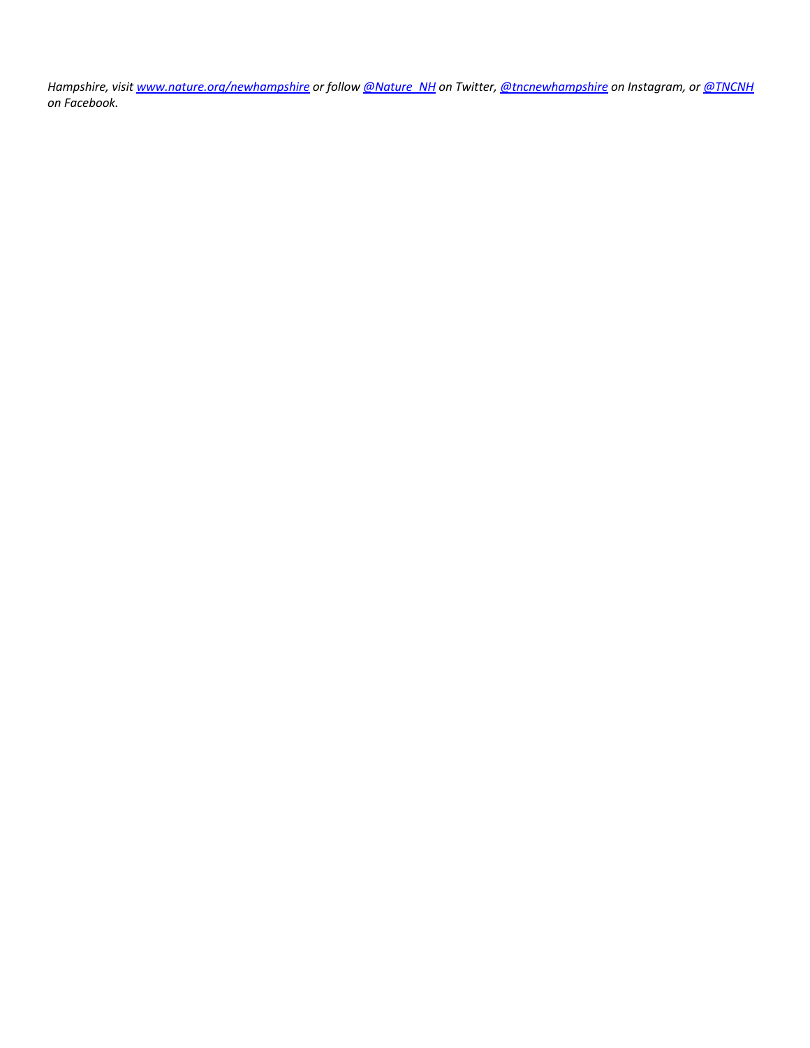*Hampshire, visit [www.nature.org/newhampshire](www.nature.org/newhampshire) or follow [@Nature_NH]() on Twitter, [@tncnewhampshire]() on Instagram, or [@TNCNH]() on Facebook.*